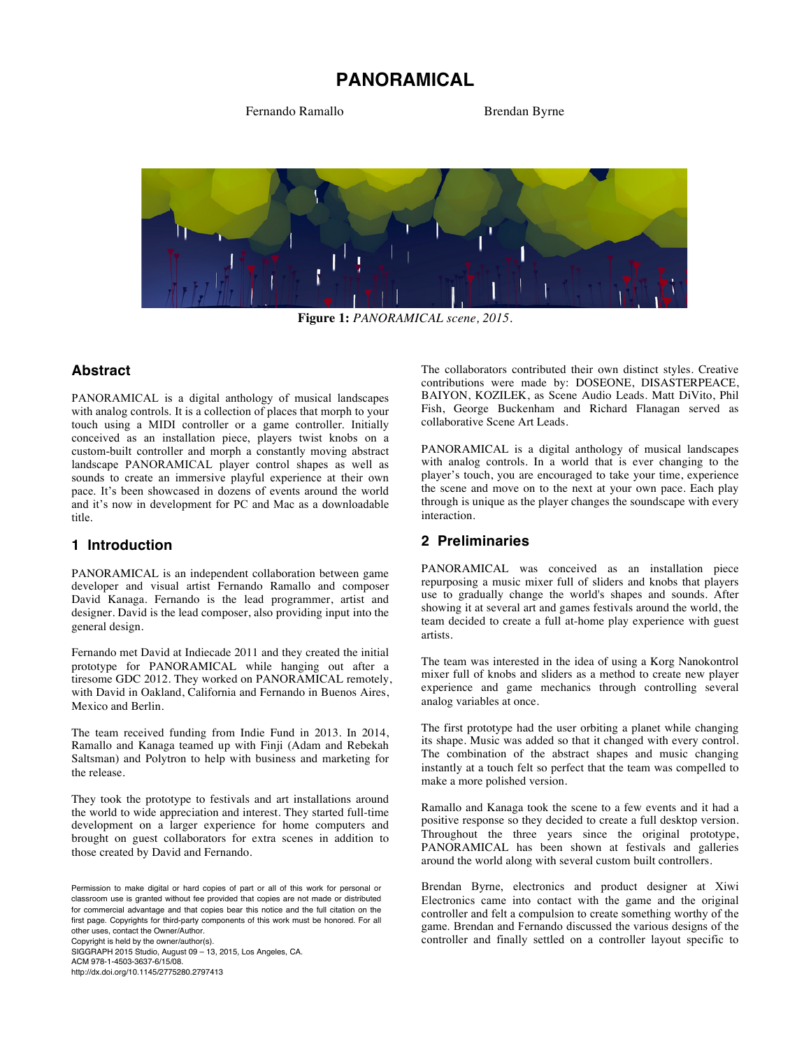# PANORAMICAL

Fernando Ramallo Brendan Byrne

**Figure 1:** *PANORAMICAL scene, 2015.*

## Abstract

PANORAMICAL is a digital anthology of musical landscapes with analog controls. It is a collection of places that morph to your touch using a MIDI controller or a game controller. Initially conceived as an installation piece, players twist knobs on a custom-built controller and morph a constantly moving abstract landscape PANORAMICAL player control shapes as well as sounds to create an immersive playful experience at their own pace. It's been showcased in dozens of events around the world and it's now in development for PC and Mac as a downloadable title.

## 1 Introduction

PANORAMICAL is an independent collaboration between game developer and visual artist Fernando Ramallo and composer David Kanaga. Fernando is the lead programmer, artist and designer. David is the lead composer, also providing input into the general design.

Fernando met David at Indiecade 2011 and they created the initial prototype for PANORAMICAL while hanging out after a tiresome GDC 2012. They worked on PANORAMICAL remotely, with David in Oakland, California and Fernando in Buenos Aires, Mexico and Berlin.

The team received funding from Indie Fund in 2013. In 2014, Ramallo and Kanaga teamed up with Finji (Adam and Rebekah Saltsman) and Polytron to help with business and marketing for the release.

They took the prototype to festivals and art installations around the world to wide appreciation and interest. They started full-time development on a larger experience for home computers and brought on guest collaborators for extra scenes in addition to those created by David and Fernando.

Permission to make digital or hard copies of part or all of this work for personal or classroom use is granted without fee provided that copies are not made or distributed for commercial advantage and that copies bear this notice and the full citation on the first page. Copyrights for third-party components of this work must be honored. For all other uses, contact the Owner/Author.
Copyright is held by the owner/author(s).
SIGGRAPH 2015 Studio, August 09 – 13, 2015, Los Angeles, CA.
ACM 978-1-4503-3637-6/15/08.
http://dx.doi.org/10.1145/2775280.2797413

The collaborators contributed their own distinct styles. Creative contributions were made by: DOSEONE, DISASTERPEACE, BAIYON, KOZILEK, as Scene Audio Leads. Matt DiVito, Phil Fish, George Buckenham and Richard Flanagan served as collaborative Scene Art Leads.

PANORAMICAL is a digital anthology of musical landscapes with analog controls. In a world that is ever changing to the player's touch, you are encouraged to take your time, experience the scene and move on to the next at your own pace. Each play through is unique as the player changes the soundscape with every interaction.

## 2 Preliminaries

PANORAMICAL was conceived as an installation piece repurposing a music mixer full of sliders and knobs that players use to gradually change the world's shapes and sounds. After showing it at several art and games festivals around the world, the team decided to create a full at-home play experience with guest artists.

The team was interested in the idea of using a Korg Nanokontrol mixer full of knobs and sliders as a method to create new player experience and game mechanics through controlling several analog variables at once.

The first prototype had the user orbiting a planet while changing its shape. Music was added so that it changed with every control. The combination of the abstract shapes and music changing instantly at a touch felt so perfect that the team was compelled to make a more polished version.

Ramallo and Kanaga took the scene to a few events and it had a positive response so they decided to create a full desktop version. Throughout the three years since the original prototype, PANORAMICAL has been shown at festivals and galleries around the world along with several custom built controllers.

Brendan Byrne, electronics and product designer at Xiwi Electronics came into contact with the game and the original controller and felt a compulsion to create something worthy of the game. Brendan and Fernando discussed the various designs of the controller and finally settled on a controller layout specific to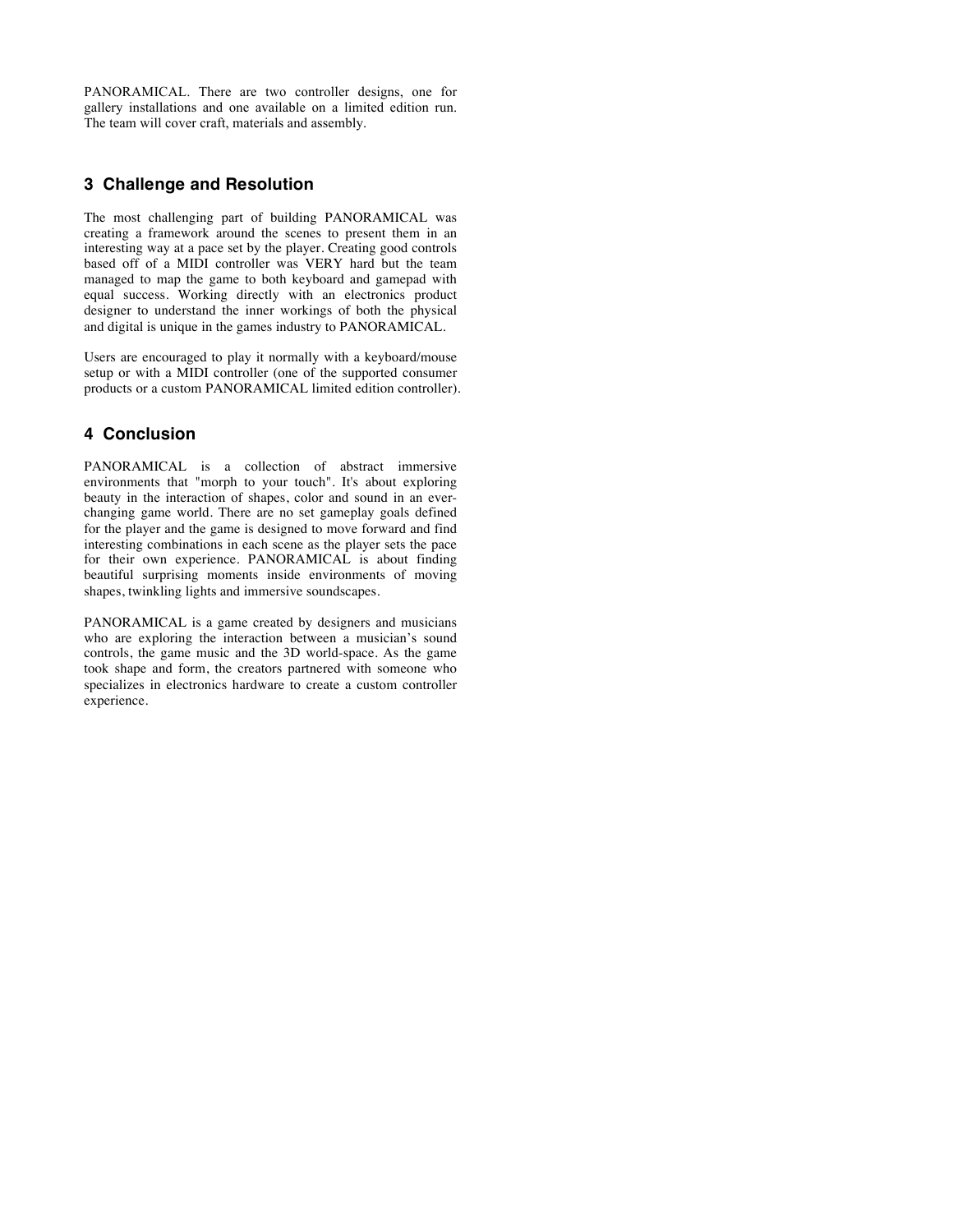PANORAMICAL. There are two controller designs, one for gallery installations and one available on a limited edition run. The team will cover craft, materials and assembly.

## 3 Challenge and Resolution

The most challenging part of building PANORAMICAL was creating a framework around the scenes to present them in an interesting way at a pace set by the player. Creating good controls based off of a MIDI controller was VERY hard but the team managed to map the game to both keyboard and gamepad with equal success. Working directly with an electronics product designer to understand the inner workings of both the physical and digital is unique in the games industry to PANORAMICAL.

Users are encouraged to play it normally with a keyboard/mouse setup or with a MIDI controller (one of the supported consumer products or a custom PANORAMICAL limited edition controller).

## 4 Conclusion

PANORAMICAL is a collection of abstract immersive environments that "morph to your touch". It's about exploring beauty in the interaction of shapes, color and sound in an ever-changing game world. There are no set gameplay goals defined for the player and the game is designed to move forward and find interesting combinations in each scene as the player sets the pace for their own experience. PANORAMICAL is about finding beautiful surprising moments inside environments of moving shapes, twinkling lights and immersive soundscapes.

PANORAMICAL is a game created by designers and musicians who are exploring the interaction between a musician's sound controls, the game music and the 3D world-space. As the game took shape and form, the creators partnered with someone who specializes in electronics hardware to create a custom controller experience.